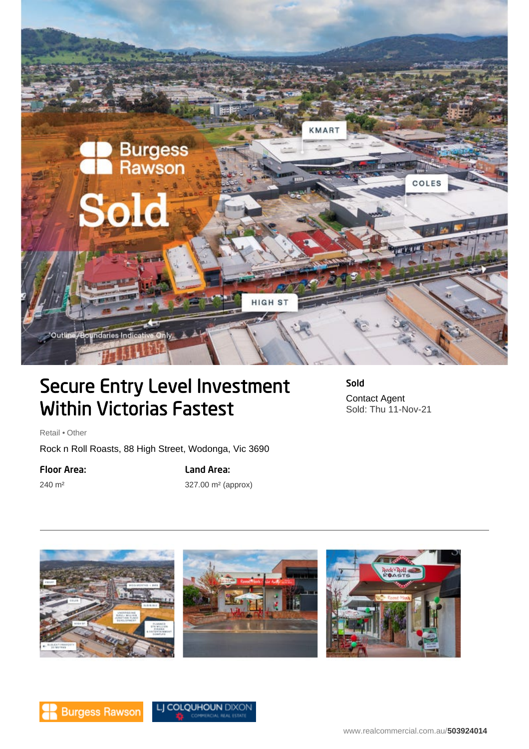# Secure Entry Level Investment Within Victorias Fastest

**Sold**

Contact Agent

Sold: Thu 11-Nov-21

Retail • Other

Rock n Roll Roasts, 88 High Street, Wodonga, Vic 3690

**Floor Area:**

240 m²

**Land Area:**

327.00 m² (approx)

---

www.realcommercial.com.au/**503924014**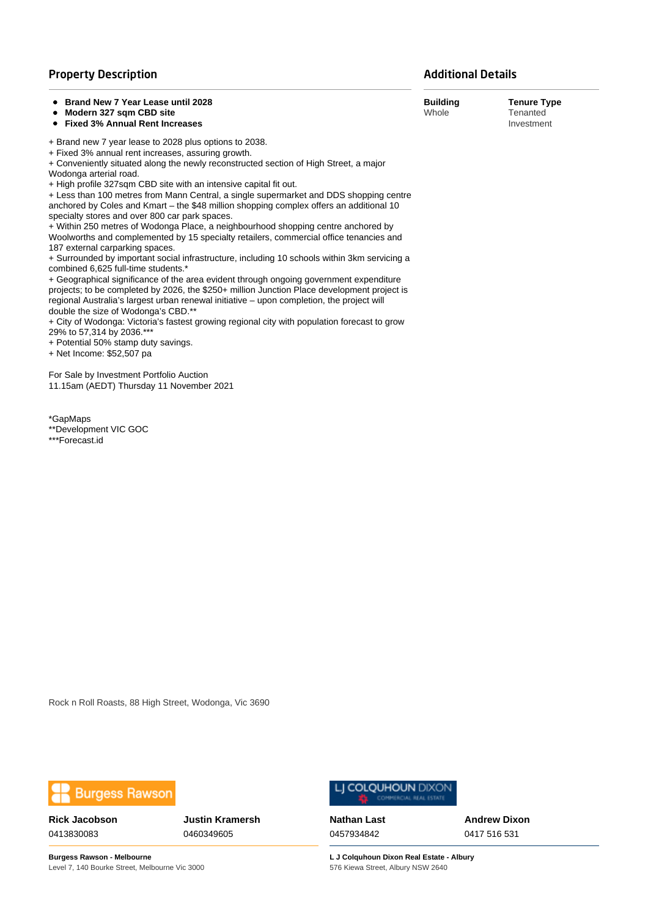## Property Description

- **Brand New 7 Year Lease until 2028**
- **Modern 327 sqm CBD site**
- **Fixed 3% Annual Rent Increases**

+ Brand new 7 year lease to 2028 plus options to 2038.
+ Fixed 3% annual rent increases, assuring growth.
+ Conveniently situated along the newly reconstructed section of High Street, a major Wodonga arterial road.
+ High profile 327sqm CBD site with an intensive capital fit out.
+ Less than 100 metres from Mann Central, a single supermarket and DDS shopping centre anchored by Coles and Kmart – the $48 million shopping complex offers an additional 10 specialty stores and over 800 car park spaces.
+ Within 250 metres of Wodonga Place, a neighbourhood shopping centre anchored by Woolworths and complemented by 15 specialty retailers, commercial office tenancies and 187 external carparking spaces.
+ Surrounded by important social infrastructure, including 10 schools within 3km servicing a combined 6,625 full-time students.*
+ Geographical significance of the area evident through ongoing government expenditure projects; to be completed by 2026, the $250+ million Junction Place development project is regional Australia's largest urban renewal initiative – upon completion, the project will double the size of Wodonga's CBD.**
+ City of Wodonga: Victoria's fastest growing regional city with population forecast to grow 29% to 57,314 by 2036.***
+ Potential 50% stamp duty savings.
+ Net Income: $52,507 pa

For Sale by Investment Portfolio Auction
11.15am (AEDT) Thursday 11 November 2021

*GapMaps
**Development VIC GOC
***Forecast.id

## Additional Details

**Building**
Whole

**Tenure Type**
Tenanted Investment

Rock n Roll Roasts, 88 High Street, Wodonga, Vic 3690

Burgess Rawson

**Rick Jacobson**
0413830083

**Justin Kramersh**
0460349605

**Burgess Rawson - Melbourne**
Level 7, 140 Bourke Street, Melbourne Vic 3000

LJ COLQUHOUN DIXON COMMERCIAL REAL ESTATE

**Nathan Last**
0457934842

**Andrew Dixon**
0417 516 531

**L J Colquhoun Dixon Real Estate - Albury**
576 Kiewa Street, Albury NSW 2640